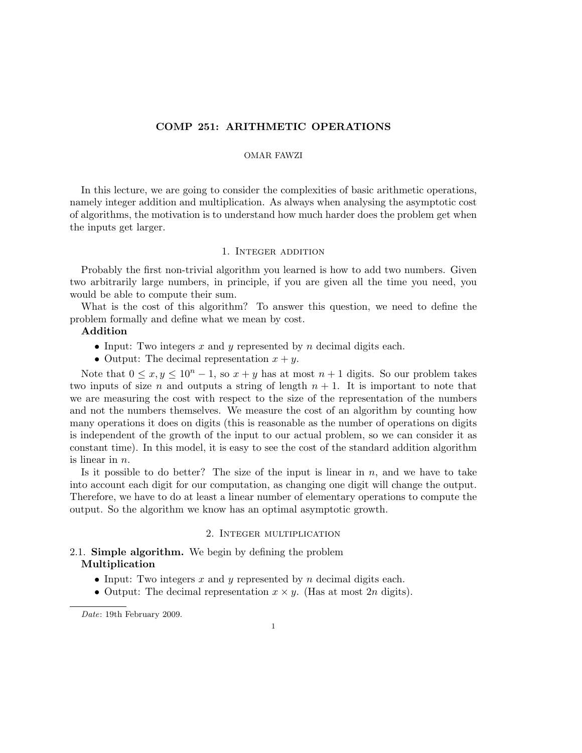# COMP 251: ARITHMETIC OPERATIONS

OMAR FAWZI

In this lecture, we are going to consider the complexities of basic arithmetic operations, namely integer addition and multiplication. As always when analysing the asymptotic cost of algorithms, the motivation is to understand how much harder does the problem get when the inputs get larger.

## 1. Integer addition

Probably the first non-trivial algorithm you learned is how to add two numbers. Given two arbitrarily large numbers, in principle, if you are given all the time you need, you would be able to compute their sum.

What is the cost of this algorithm? To answer this question, we need to define the problem formally and define what we mean by cost.

**Addition**

- Input: Two integers $x$ and $y$ represented by $n$ decimal digits each.
- Output: The decimal representation $x + y$.

Note that $0 \leq x, y \leq 10^n - 1$, so $x + y$ has at most $n + 1$ digits. So our problem takes two inputs of size $n$ and outputs a string of length $n + 1$. It is important to note that we are measuring the cost with respect to the size of the representation of the numbers and not the numbers themselves. We measure the cost of an algorithm by counting how many operations it does on digits (this is reasonable as the number of operations on digits is independent of the growth of the input to our actual problem, so we can consider it as constant time). In this model, it is easy to see the cost of the standard addition algorithm is linear in $n$.

Is it possible to do better? The size of the input is linear in $n$, and we have to take into account each digit for our computation, as changing one digit will change the output. Therefore, we have to do at least a linear number of elementary operations to compute the output. So the algorithm we know has an optimal asymptotic growth.

## 2. Integer multiplication

### 2.1. Simple algorithm.

We begin by defining the problem

**Multiplication**

- Input: Two integers $x$ and $y$ represented by $n$ decimal digits each.
- Output: The decimal representation $x \times y$. (Has at most $2n$ digits).

*Date*: 19th February 2009.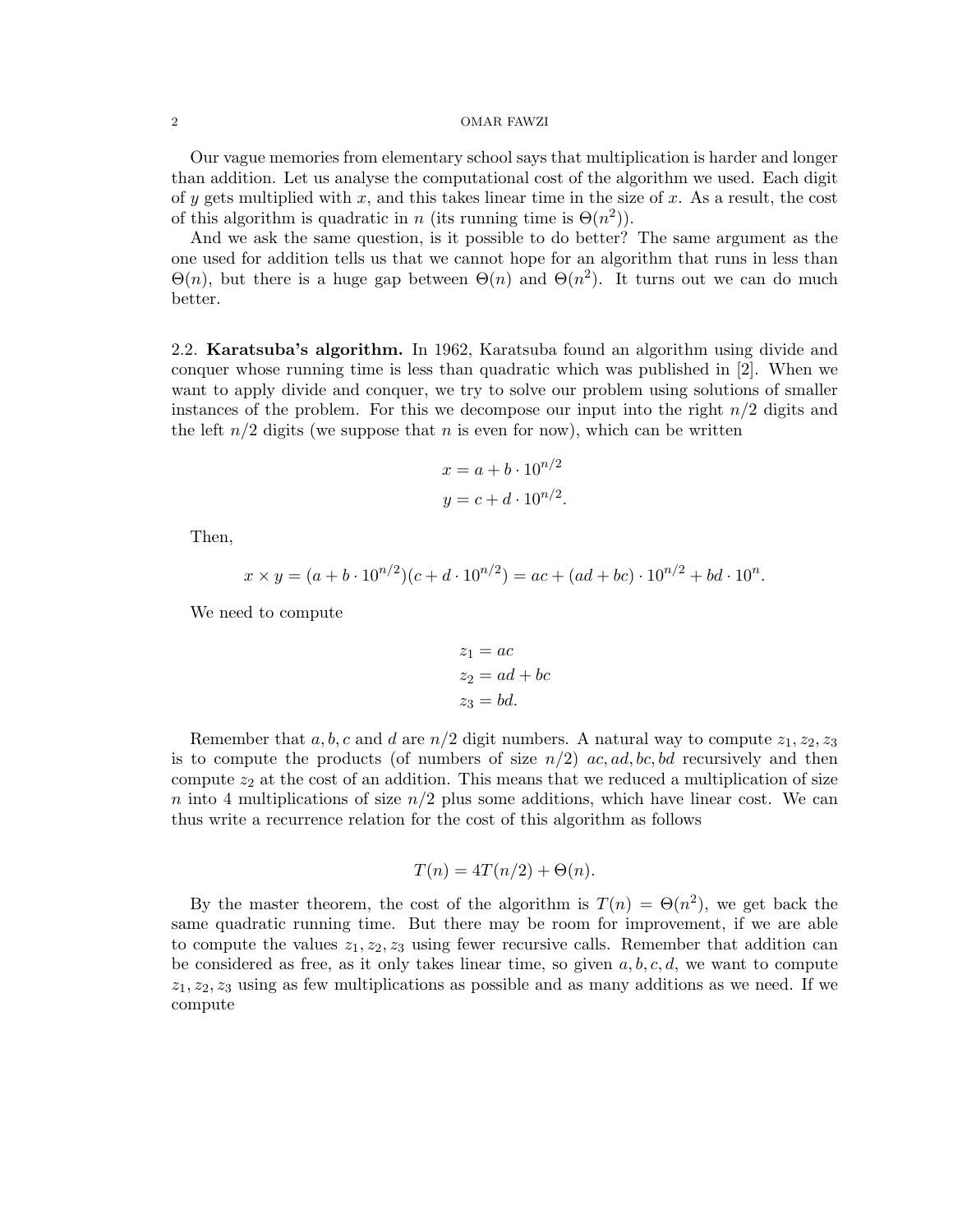Our vague memories from elementary school says that multiplication is harder and longer than addition. Let us analyse the computational cost of the algorithm we used. Each digit of $y$ gets multiplied with $x$, and this takes linear time in the size of $x$. As a result, the cost of this algorithm is quadratic in $n$ (its running time is $\Theta(n^2)$).

And we ask the same question, is it possible to do better? The same argument as the one used for addition tells us that we cannot hope for an algorithm that runs in less than $\Theta(n)$, but there is a huge gap between $\Theta(n)$ and $\Theta(n^2)$. It turns out we can do much better.

### 2.2. Karatsuba's algorithm.

In 1962, Karatsuba found an algorithm using divide and conquer whose running time is less than quadratic which was published in [2]. When we want to apply divide and conquer, we try to solve our problem using solutions of smaller instances of the problem. For this we decompose our input into the right $n/2$ digits and the left $n/2$ digits (we suppose that $n$ is even for now), which can be written

$$
\begin{aligned}
x &= a + b \cdot 10^{n/2} \\
y &= c + d \cdot 10^{n/2}.
\end{aligned}
$$

Then,

$$
x \times y = (a + b \cdot 10^{n/2})(c + d \cdot 10^{n/2}) = ac + (ad + bc) \cdot 10^{n/2} + bd \cdot 10^{n}.
$$

We need to compute

$$
\begin{aligned}
z_1 &= ac \\
z_2 &= ad + bc \\
z_3 &= bd.
\end{aligned}
$$

Remember that $a, b, c$ and $d$ are $n/2$ digit numbers. A natural way to compute $z_1, z_2, z_3$ is to compute the products (of numbers of size $n/2$) $ac, ad, bc, bd$ recursively and then compute $z_2$ at the cost of an addition. This means that we reduced a multiplication of size $n$ into 4 multiplications of size $n/2$ plus some additions, which have linear cost. We can thus write a recurrence relation for the cost of this algorithm as follows

$$
T(n) = 4T(n/2) + \Theta(n).
$$

By the master theorem, the cost of the algorithm is $T(n) = \Theta(n^2)$, we get back the same quadratic running time. But there may be room for improvement, if we are able to compute the values $z_1, z_2, z_3$ using fewer recursive calls. Remember that addition can be considered as free, as it only takes linear time, so given $a, b, c, d$, we want to compute $z_1, z_2, z_3$ using as few multiplications as possible and as many additions as we need. If we compute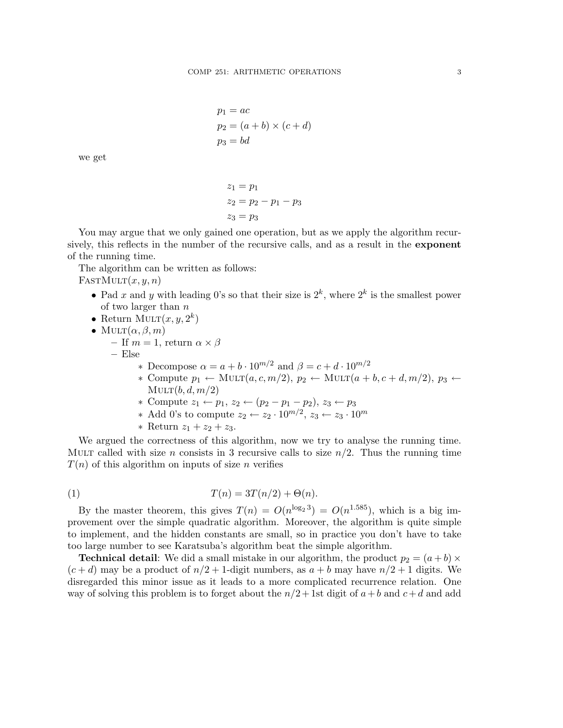$$p_1 = ac$$
$$p_2 = (a+b) \times (c+d)$$
$$p_3 = bd$$

we get

$$z_1 = p_1$$
$$z_2 = p_2 - p_1 - p_3$$
$$z_3 = p_3$$

You may argue that we only gained one operation, but as we apply the algorithm recursively, this reflects in the number of the recursive calls, and as a result in the **exponent** of the running time.

The algorithm can be written as follows:

FastMult$(x, y, n)$

- Pad $x$ and $y$ with leading 0's so that their size is $2^k$, where $2^k$ is the smallest power of two larger than $n$
- Return Mult$(x, y, 2^k)$
- Mult$(\alpha, \beta, m)$
  - If $m = 1$, return $\alpha \times \beta$
  - Else
    - Decompose $\alpha = a + b \cdot 10^{m/2}$ and $\beta = c + d \cdot 10^{m/2}$
    - Compute $p_1 \leftarrow$ Mult$(a, c, m/2)$, $p_2 \leftarrow$ Mult$(a+b, c+d, m/2)$, $p_3 \leftarrow$ Mult$(b, d, m/2)$
    - Compute $z_1 \leftarrow p_1$, $z_2 \leftarrow (p_2 - p_1 - p_2)$, $z_3 \leftarrow p_3$
    - Add 0's to compute $z_2 \leftarrow z_2 \cdot 10^{m/2}$, $z_3 \leftarrow z_3 \cdot 10^m$
    - Return $z_1 + z_2 + z_3$.

We argued the correctness of this algorithm, now we try to analyse the running time. Mult called with size $n$ consists in 3 recursive calls to size $n/2$. Thus the running time $T(n)$ of this algorithm on inputs of size $n$ verifies

$$T(n) = 3T(n/2) + \Theta(n). \tag{1}$$

By the master theorem, this gives $T(n) = O(n^{\log_2 3}) = O(n^{1.585})$, which is a big improvement over the simple quadratic algorithm. Moreover, the algorithm is quite simple to implement, and the hidden constants are small, so in practice you don't have to take too large number to see Karatsuba's algorithm beat the simple algorithm.

**Technical detail**: We did a small mistake in our algorithm, the product $p_2 = (a+b) \times (c+d)$ may be a product of $n/2+1$-digit numbers, as $a+b$ may have $n/2+1$ digits. We disregarded this minor issue as it leads to a more complicated recurrence relation. One way of solving this problem is to forget about the $n/2+1$st digit of $a+b$ and $c+d$ and add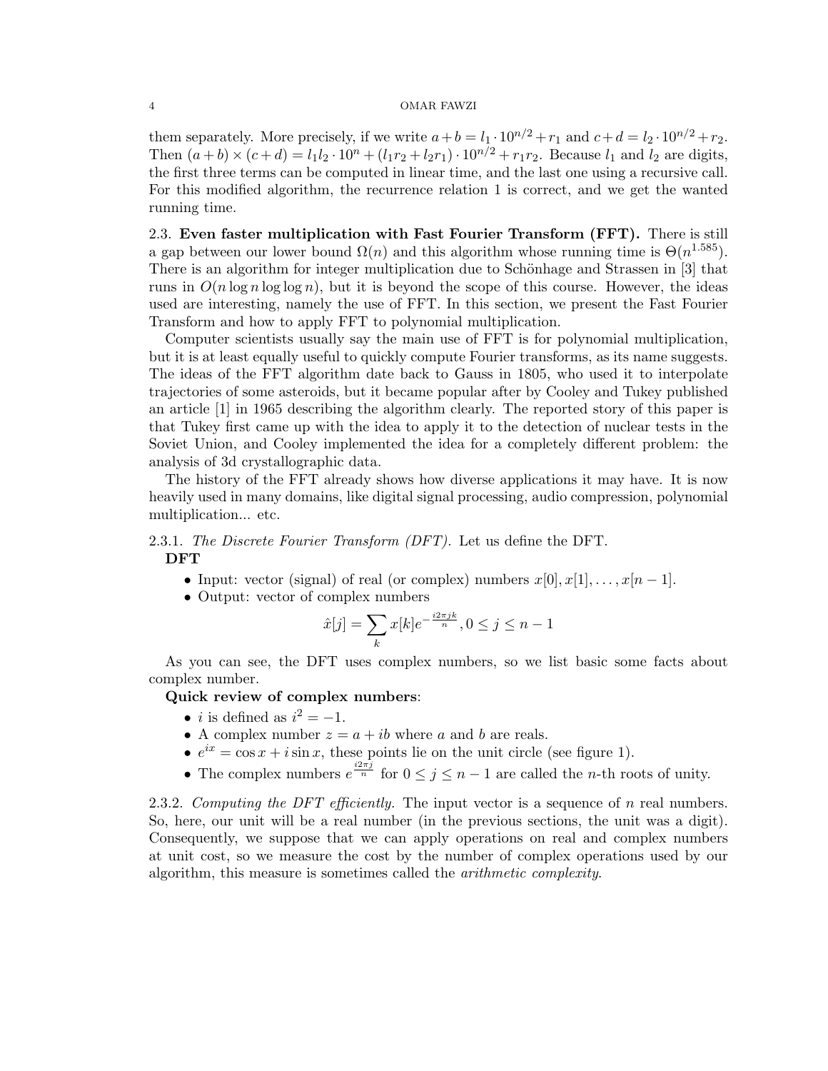them separately. More precisely, if we write $a+b = l_1 \cdot 10^{n/2} + r_1$ and $c+d = l_2 \cdot 10^{n/2} + r_2$. Then $(a+b) \times (c+d) = l_1 l_2 \cdot 10^n + (l_1 r_2 + l_2 r_1) \cdot 10^{n/2} + r_1 r_2$. Because $l_1$ and $l_2$ are digits, the first three terms can be computed in linear time, and the last one using a recursive call. For this modified algorithm, the recurrence relation 1 is correct, and we get the wanted running time.

### 2.3. Even faster multiplication with Fast Fourier Transform (FFT).

There is still a gap between our lower bound $\Omega(n)$ and this algorithm whose running time is $\Theta(n^{1.585})$. There is an algorithm for integer multiplication due to Schönhage and Strassen in [3] that runs in $O(n \log n \log \log n)$, but it is beyond the scope of this course. However, the ideas used are interesting, namely the use of FFT. In this section, we present the Fast Fourier Transform and how to apply FFT to polynomial multiplication.

Computer scientists usually say the main use of FFT is for polynomial multiplication, but it is at least equally useful to quickly compute Fourier transforms, as its name suggests. The ideas of the FFT algorithm date back to Gauss in 1805, who used it to interpolate trajectories of some asteroids, but it became popular after by Cooley and Tukey published an article [1] in 1965 describing the algorithm clearly. The reported story of this paper is that Tukey first came up with the idea to apply it to the detection of nuclear tests in the Soviet Union, and Cooley implemented the idea for a completely different problem: the analysis of 3d crystallographic data.

The history of the FFT already shows how diverse applications it may have. It is now heavily used in many domains, like digital signal processing, audio compression, polynomial multiplication... etc.

#### 2.3.1. *The Discrete Fourier Transform (DFT).*

Let us define the DFT.

**DFT**

- Input: vector (signal) of real (or complex) numbers $x[0], x[1], \ldots, x[n-1]$.
- Output: vector of complex numbers

$$\hat{x}[j] = \sum_k x[k] e^{-\frac{i2\pi jk}{n}}, 0 \le j \le n-1$$

As you can see, the DFT uses complex numbers, so we list basic some facts about complex number.

**Quick review of complex numbers**:

- $i$ is defined as $i^2 = -1$.
- A complex number $z = a + ib$ where $a$ and $b$ are reals.
- $e^{ix} = \cos x + i \sin x$, these points lie on the unit circle (see figure 1).
- The complex numbers $e^{\frac{i2\pi j}{n}}$ for $0 \le j \le n-1$ are called the $n$-th roots of unity.

#### 2.3.2. *Computing the DFT efficiently.*

The input vector is a sequence of $n$ real numbers. So, here, our unit will be a real number (in the previous sections, the unit was a digit). Consequently, we suppose that we can apply operations on real and complex numbers at unit cost, so we measure the cost by the number of complex operations used by our algorithm, this measure is sometimes called the *arithmetic complexity*.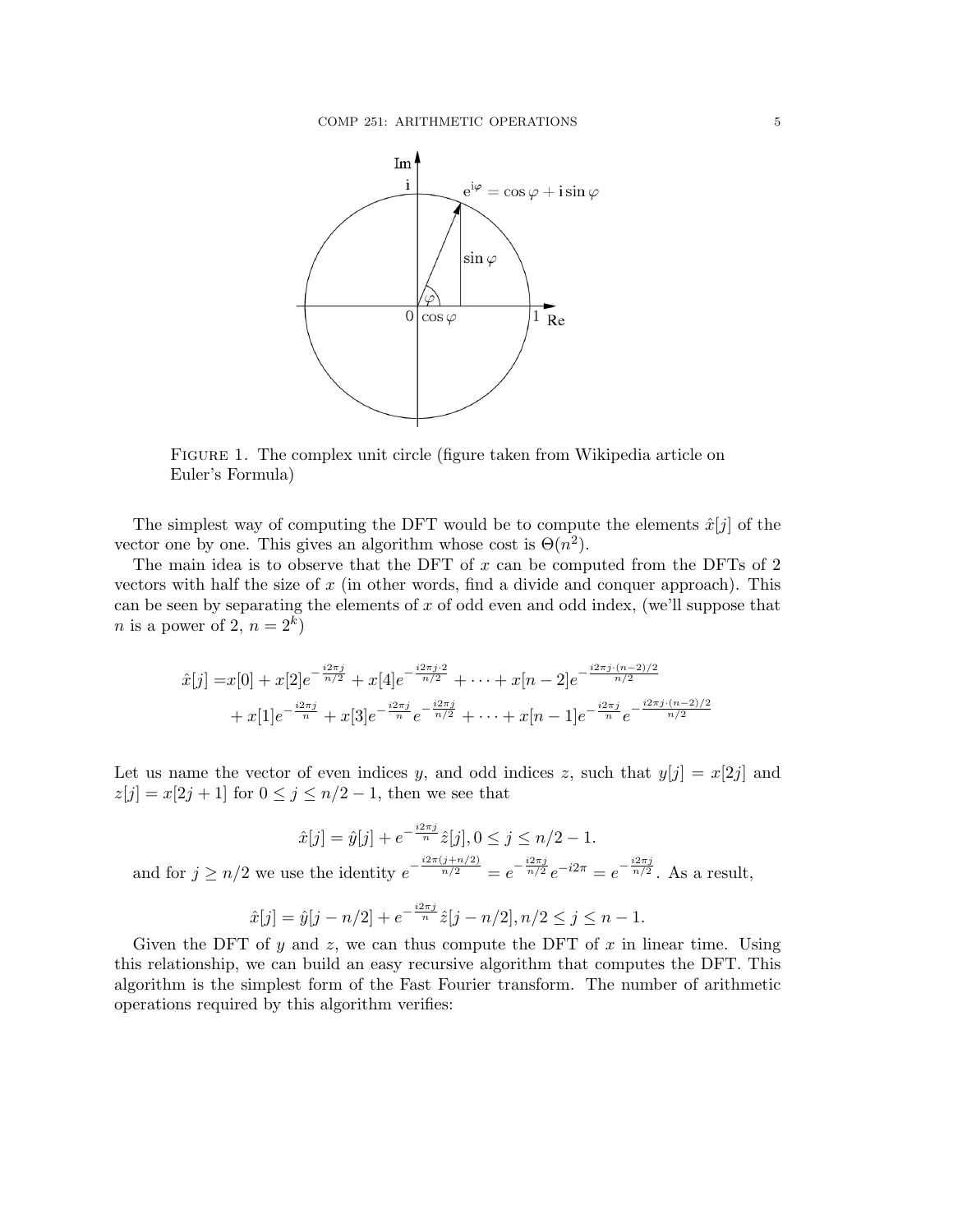FIGURE 1. The complex unit circle (figure taken from Wikipedia article on Euler's Formula)

The simplest way of computing the DFT would be to compute the elements $\hat{x}[j]$ of the vector one by one. This gives an algorithm whose cost is $\Theta(n^2)$.

The main idea is to observe that the DFT of $x$ can be computed from the DFTs of 2 vectors with half the size of $x$ (in other words, find a divide and conquer approach). This can be seen by separating the elements of $x$ of odd even and odd index, (we'll suppose that $n$ is a power of 2, $n = 2^k$)

$$
\begin{aligned}
\hat{x}[j] =& x[0] + x[2]e^{-\frac{i2\pi j}{n/2}} + x[4]e^{-\frac{i2\pi j \cdot 2}{n/2}} + \cdots + x[n-2]e^{-\frac{i2\pi j\cdot(n-2)/2}{n/2}} \\
&+ x[1]e^{-\frac{i2\pi j}{n}} + x[3]e^{-\frac{i2\pi j}{n}}e^{-\frac{i2\pi j}{n/2}} + \cdots + x[n-1]e^{-\frac{i2\pi j}{n}}e^{-\frac{i2\pi j\cdot(n-2)/2}{n/2}}
\end{aligned}
$$

Let us name the vector of even indices $y$, and odd indices $z$, such that $y[j] = x[2j]$ and $z[j] = x[2j+1]$ for $0 \le j \le n/2 - 1$, then we see that

$$
\hat{x}[j] = \hat{y}[j] + e^{-\frac{i2\pi j}{n}}\hat{z}[j], 0 \le j \le n/2 - 1.
$$

and for $j \geq n/2$ we use the identity $e^{-\frac{i2\pi(j+n/2)}{n/2}} = e^{-\frac{i2\pi j}{n/2}}e^{-i2\pi} = e^{-\frac{i2\pi j}{n/2}}$. As a result,

$$
\hat{x}[j] = \hat{y}[j-n/2] + e^{-\frac{i2\pi j}{n}}\hat{z}[j-n/2], n/2 \le j \le n-1.
$$

Given the DFT of $y$ and $z$, we can thus compute the DFT of $x$ in linear time. Using this relationship, we can build an easy recursive algorithm that computes the DFT. This algorithm is the simplest form of the Fast Fourier transform. The number of arithmetic operations required by this algorithm verifies: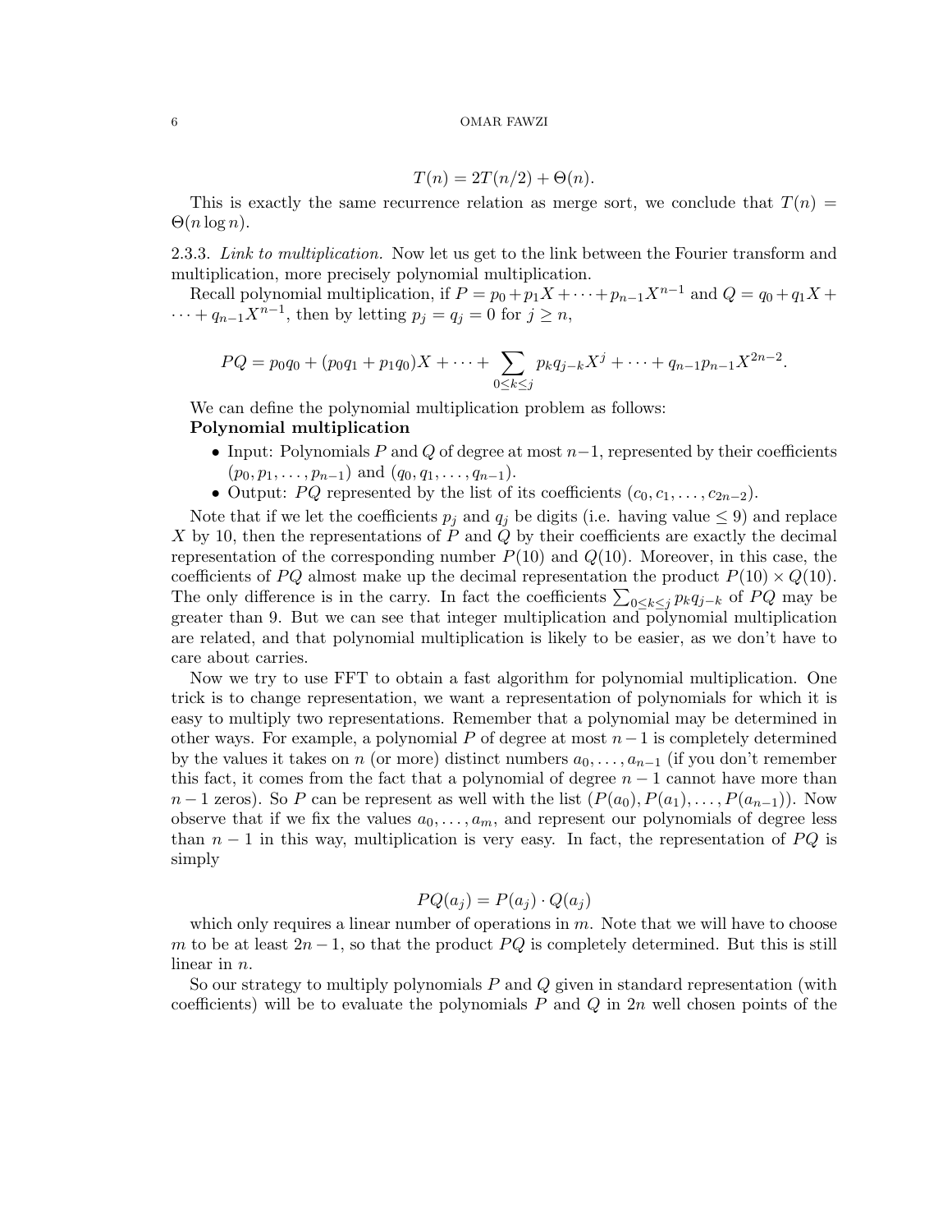$$T(n) = 2T(n/2) + \Theta(n).$$

This is exactly the same recurrence relation as merge sort, we conclude that $T(n) = \Theta(n \log n)$.

2.3.3. *Link to multiplication.* Now let us get to the link between the Fourier transform and multiplication, more precisely polynomial multiplication.

Recall polynomial multiplication, if $P = p_0 + p_1 X + \cdots + p_{n-1} X^{n-1}$ and $Q = q_0 + q_1 X + \cdots + q_{n-1} X^{n-1}$, then by letting $p_j = q_j = 0$ for $j \geq n$,

$$PQ = p_0 q_0 + (p_0 q_1 + p_1 q_0) X + \cdots + \sum_{0 \leq k \leq j} p_k q_{j-k} X^j + \cdots + q_{n-1} p_{n-1} X^{2n-2}.$$

We can define the polynomial multiplication problem as follows:

**Polynomial multiplication**

- Input: Polynomials $P$ and $Q$ of degree at most $n-1$, represented by their coefficients $(p_0, p_1, \ldots, p_{n-1})$ and $(q_0, q_1, \ldots, q_{n-1})$.
- Output: $PQ$ represented by the list of its coefficients $(c_0, c_1, \ldots, c_{2n-2})$.

Note that if we let the coefficients $p_j$ and $q_j$ be digits (i.e. having value $\leq 9$) and replace $X$ by 10, then the representations of $P$ and $Q$ by their coefficients are exactly the decimal representation of the corresponding number $P(10)$ and $Q(10)$. Moreover, in this case, the coefficients of $PQ$ almost make up the decimal representation the product $P(10) \times Q(10)$. The only difference is in the carry. In fact the coefficients $\sum_{0 \leq k \leq j} p_k q_{j-k}$ of $PQ$ may be greater than 9. But we can see that integer multiplication and polynomial multiplication are related, and that polynomial multiplication is likely to be easier, as we don't have to care about carries.

Now we try to use FFT to obtain a fast algorithm for polynomial multiplication. One trick is to change representation, we want a representation of polynomials for which it is easy to multiply two representations. Remember that a polynomial may be determined in other ways. For example, a polynomial $P$ of degree at most $n-1$ is completely determined by the values it takes on $n$ (or more) distinct numbers $a_0, \ldots, a_{n-1}$ (if you don't remember this fact, it comes from the fact that a polynomial of degree $n-1$ cannot have more than $n-1$ zeros). So $P$ can be represent as well with the list $(P(a_0), P(a_1), \ldots, P(a_{n-1}))$. Now observe that if we fix the values $a_0, \ldots, a_m$, and represent our polynomials of degree less than $n-1$ in this way, multiplication is very easy. In fact, the representation of $PQ$ is simply

$$PQ(a_j) = P(a_j) \cdot Q(a_j)$$

which only requires a linear number of operations in $m$. Note that we will have to choose $m$ to be at least $2n-1$, so that the product $PQ$ is completely determined. But this is still linear in $n$.

So our strategy to multiply polynomials $P$ and $Q$ given in standard representation (with coefficients) will be to evaluate the polynomials $P$ and $Q$ in $2n$ well chosen points of the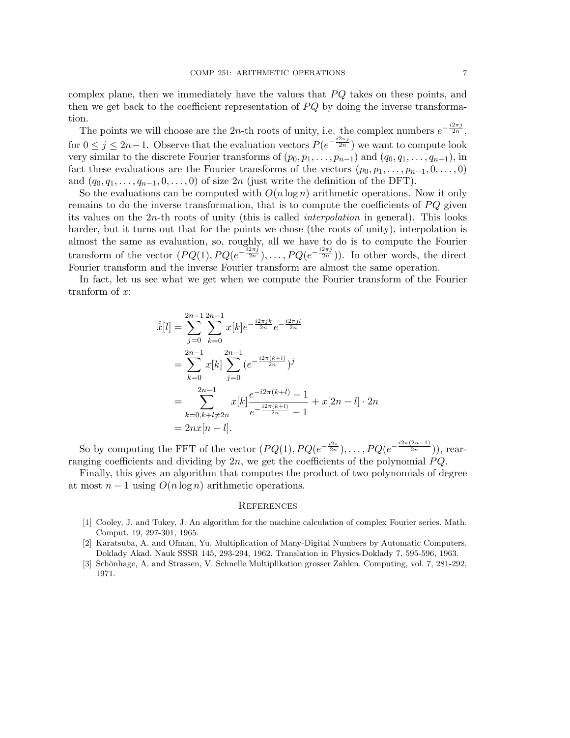complex plane, then we immediately have the values that $PQ$ takes on these points, and then we get back to the coefficient representation of $PQ$ by doing the inverse transformation.

The points we will choose are the $2n$-th roots of unity, i.e. the complex numbers $e^{-\frac{i2\pi j}{2n}}$, for $0 \leq j \leq 2n-1$. Observe that the evaluation vectors $P(e^{-\frac{i2\pi j}{2n}})$ we want to compute look very similar to the discrete Fourier transforms of $(p_0, p_1, \ldots, p_{n-1})$ and $(q_0, q_1, \ldots, q_{n-1})$, in fact these evaluations are the Fourier transforms of the vectors $(p_0, p_1, \ldots, p_{n-1}, 0, \ldots, 0)$ and $(q_0, q_1, \ldots, q_{n-1}, 0, \ldots, 0)$ of size $2n$ (just write the definition of the DFT).

So the evaluations can be computed with $O(n \log n)$ arithmetic operations. Now it only remains to do the inverse transformation, that is to compute the coefficients of $PQ$ given its values on the $2n$-th roots of unity (this is called *interpolation* in general). This looks harder, but it turns out that for the points we chose (the roots of unity), interpolation is almost the same as evaluation, so, roughly, all we have to do is to compute the Fourier transform of the vector $(PQ(1), PQ(e^{-\frac{i2\pi j}{2n}}), \ldots, PQ(e^{-\frac{i2\pi j}{2n}}))$. In other words, the direct Fourier transform and the inverse Fourier transform are almost the same operation.

In fact, let us see what we get when we compute the Fourier transform of the Fourier tranform of $x$:

$$
\begin{aligned}
\hat{\hat{x}}[l] &= \sum_{j=0}^{2n-1} \sum_{k=0}^{2n-1} x[k] e^{-\frac{i2\pi jk}{2n}} e^{-\frac{i2\pi jl}{2n}} \\
&= \sum_{k=0}^{2n-1} x[k] \sum_{j=0}^{2n-1} (e^{-\frac{i2\pi(k+l)}{2n}})^j \\
&= \sum_{k=0, k+l \neq 2n}^{2n-1} x[k] \frac{e^{-i2\pi(k+l)} - 1}{e^{-\frac{i2\pi(k+l)}{2n}} - 1} + x[2n-l] \cdot 2n \\
&= 2nx[n-l].
\end{aligned}
$$

So by computing the FFT of the vector $(PQ(1), PQ(e^{-\frac{i2\pi}{2n}}), \ldots, PQ(e^{-\frac{i2\pi(2n-1)}{2n}}))$, rearranging coefficients and dividing by $2n$, we get the coefficients of the polynomial $PQ$.

Finally, this gives an algorithm that computes the product of two polynomials of degree at most $n-1$ using $O(n \log n)$ arithmetic operations.

## References

[1] Cooley, J. and Tukey, J. An algorithm for the machine calculation of complex Fourier series. Math. Comput. 19, 297-301, 1965.

[2] Karatsuba, A. and Ofman, Yu. Multiplication of Many-Digital Numbers by Automatic Computers. Doklady Akad. Nauk SSSR 145, 293-294, 1962. Translation in Physics-Doklady 7, 595-596, 1963.

[3] Schönhage, A. and Strassen, V. Schnelle Multiplikation grosser Zahlen. Computing, vol. 7, 281-292, 1971.